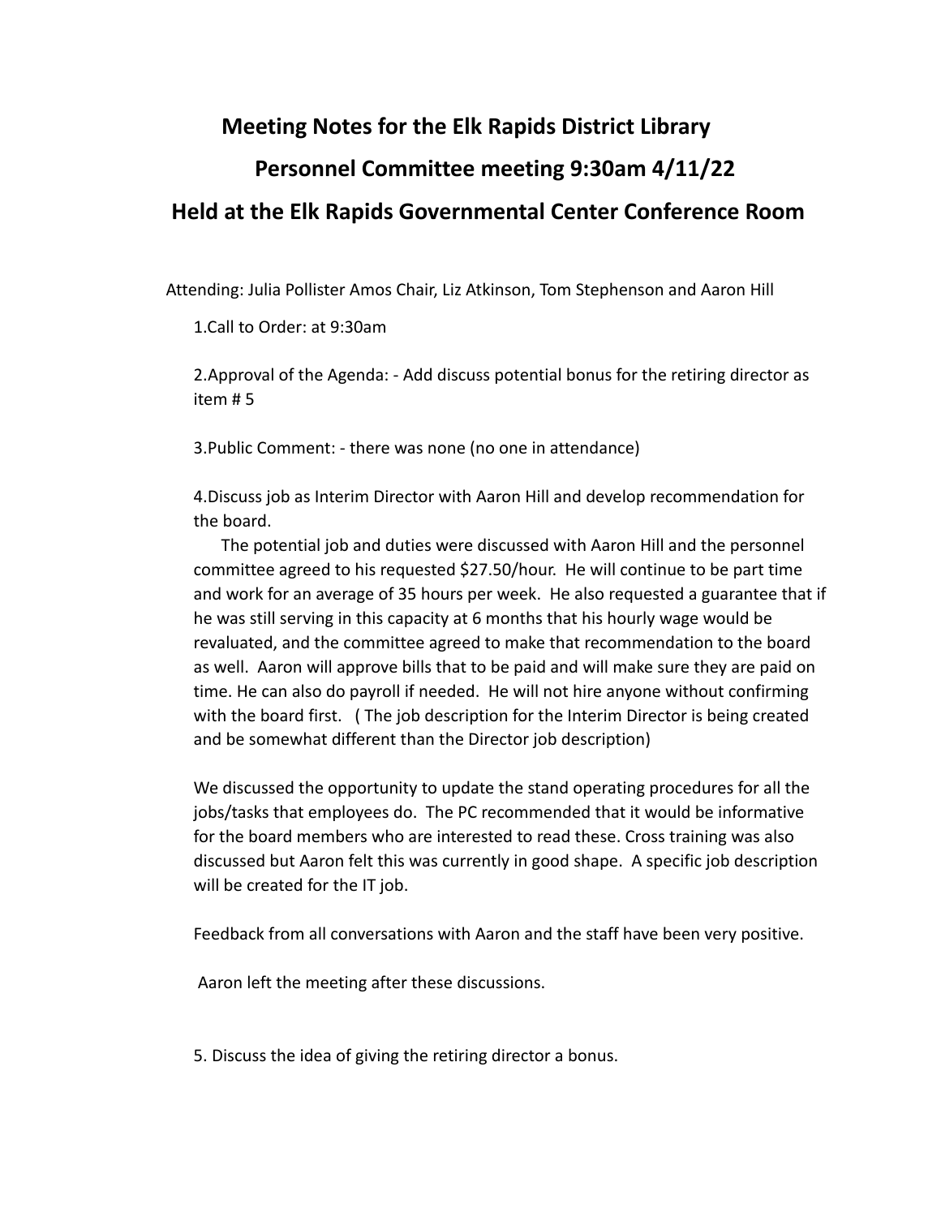# Meeting Notes for the Elk Rapids District Library

## Personnel Committee meeting 9:30am 4/11/22

## Held at the Elk Rapids Governmental Center Conference Room

Attending: Julia Pollister Amos Chair, Liz Atkinson, Tom Stephenson and Aaron Hill

1.Call to Order: at 9:30am

2.Approval of the Agenda: - Add discuss potential bonus for the retiring director as item # 5

3.Public Comment: - there was none (no one in attendance)

4.Discuss job as Interim Director with Aaron Hill and develop recommendation for the board.

The potential job and duties were discussed with Aaron Hill and the personnel committee agreed to his requested $27.50/hour. He will continue to be part time and work for an average of 35 hours per week. He also requested a guarantee that if he was still serving in this capacity at 6 months that his hourly wage would be revaluated, and the committee agreed to make that recommendation to the board as well. Aaron will approve bills that to be paid and will make sure they are paid on time. He can also do payroll if needed. He will not hire anyone without confirming with the board first. ( The job description for the Interim Director is being created and be somewhat different than the Director job description)

We discussed the opportunity to update the stand operating procedures for all the jobs/tasks that employees do. The PC recommended that it would be informative for the board members who are interested to read these. Cross training was also discussed but Aaron felt this was currently in good shape. A specific job description will be created for the IT job.

Feedback from all conversations with Aaron and the staff have been very positive.

Aaron left the meeting after these discussions.

5. Discuss the idea of giving the retiring director a bonus.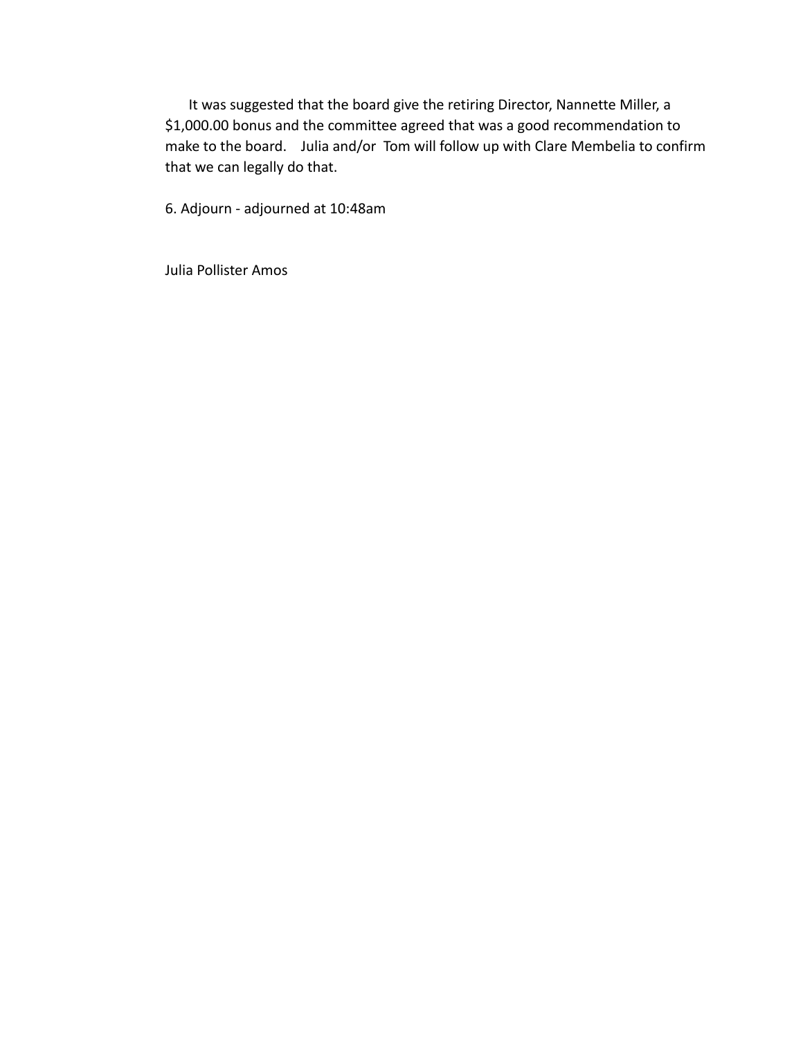It was suggested that the board give the retiring Director, Nannette Miller, a $1,000.00 bonus and the committee agreed that was a good recommendation to make to the board. Julia and/or Tom will follow up with Clare Membelia to confirm that we can legally do that.

6. Adjourn - adjourned at 10:48am

Julia Pollister Amos